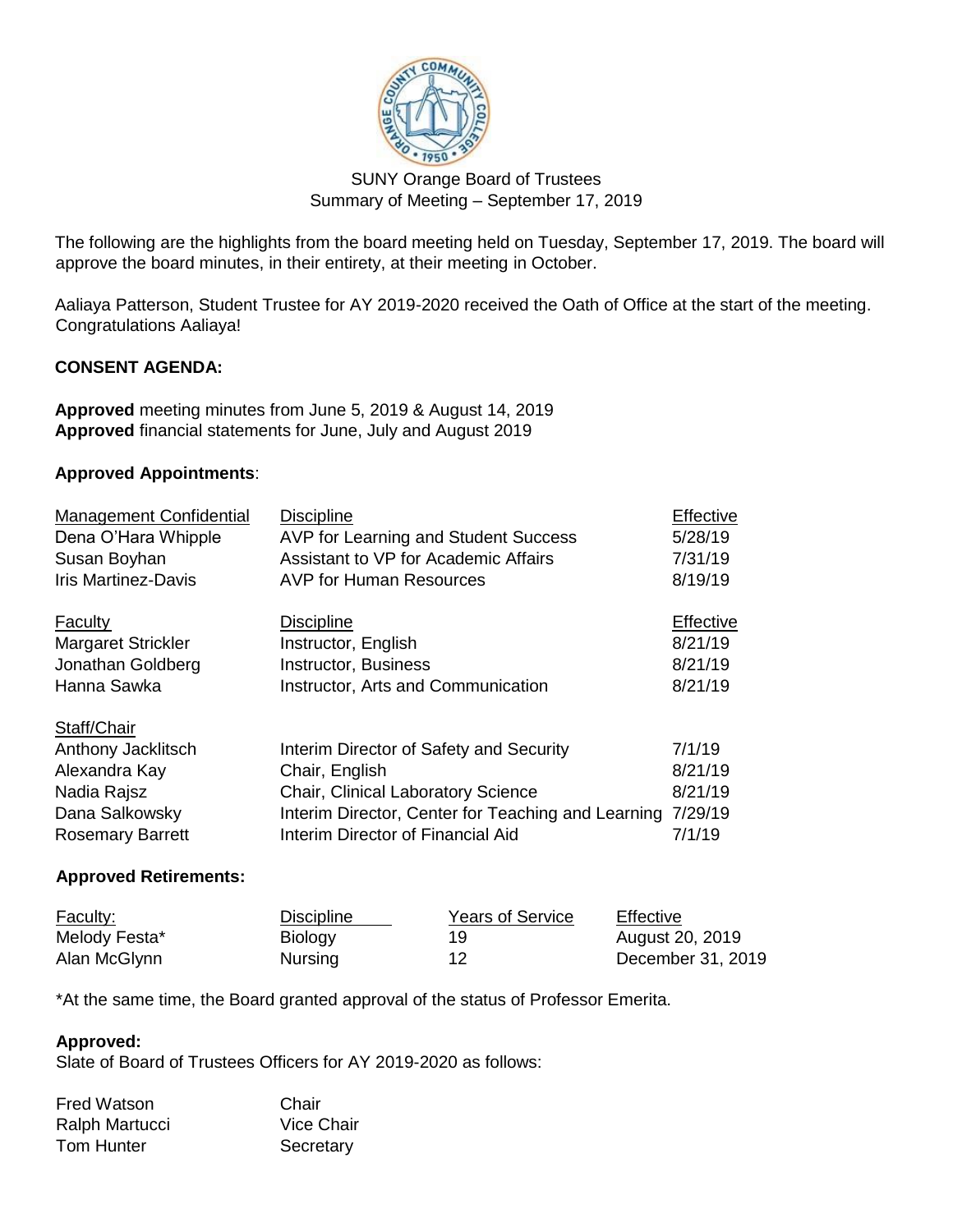SUNY Orange Board of Trustees
Summary of Meeting – September 17, 2019

The following are the highlights from the board meeting held on Tuesday, September 17, 2019. The board will approve the board minutes, in their entirety, at their meeting in October.

Aaliaya Patterson, Student Trustee for AY 2019-2020 received the Oath of Office at the start of the meeting. Congratulations Aaliaya!

**CONSENT AGENDA:**

**Approved** meeting minutes from June 5, 2019 & August 14, 2019
**Approved** financial statements for June, July and August 2019

**Approved Appointments**:

| Management Confidential | Discipline | Effective |
|---|---|---|
| Dena O'Hara Whipple | AVP for Learning and Student Success | 5/28/19 |
| Susan Boyhan | Assistant to VP for Academic Affairs | 7/31/19 |
| Iris Martinez-Davis | AVP for Human Resources | 8/19/19 |

| Faculty | Discipline | Effective |
|---|---|---|
| Margaret Strickler | Instructor, English | 8/21/19 |
| Jonathan Goldberg | Instructor, Business | 8/21/19 |
| Hanna Sawka | Instructor, Arts and Communication | 8/21/19 |

| Staff/Chair | | |
|---|---|---|
| Anthony Jacklitsch | Interim Director of Safety and Security | 7/1/19 |
| Alexandra Kay | Chair, English | 8/21/19 |
| Nadia Rajsz | Chair, Clinical Laboratory Science | 8/21/19 |
| Dana Salkowsky | Interim Director, Center for Teaching and Learning | 7/29/19 |
| Rosemary Barrett | Interim Director of Financial Aid | 7/1/19 |

**Approved Retirements:**

| Faculty: | Discipline | Years of Service | Effective |
|---|---|---|---|
| Melody Festa* | Biology | 19 | August 20, 2019 |
| Alan McGlynn | Nursing | 12 | December 31, 2019 |

*At the same time, the Board granted approval of the status of Professor Emerita.

**Approved:**
Slate of Board of Trustees Officers for AY 2019-2020 as follows:

| | |
|---|---|
| Fred Watson | Chair |
| Ralph Martucci | Vice Chair |
| Tom Hunter | Secretary |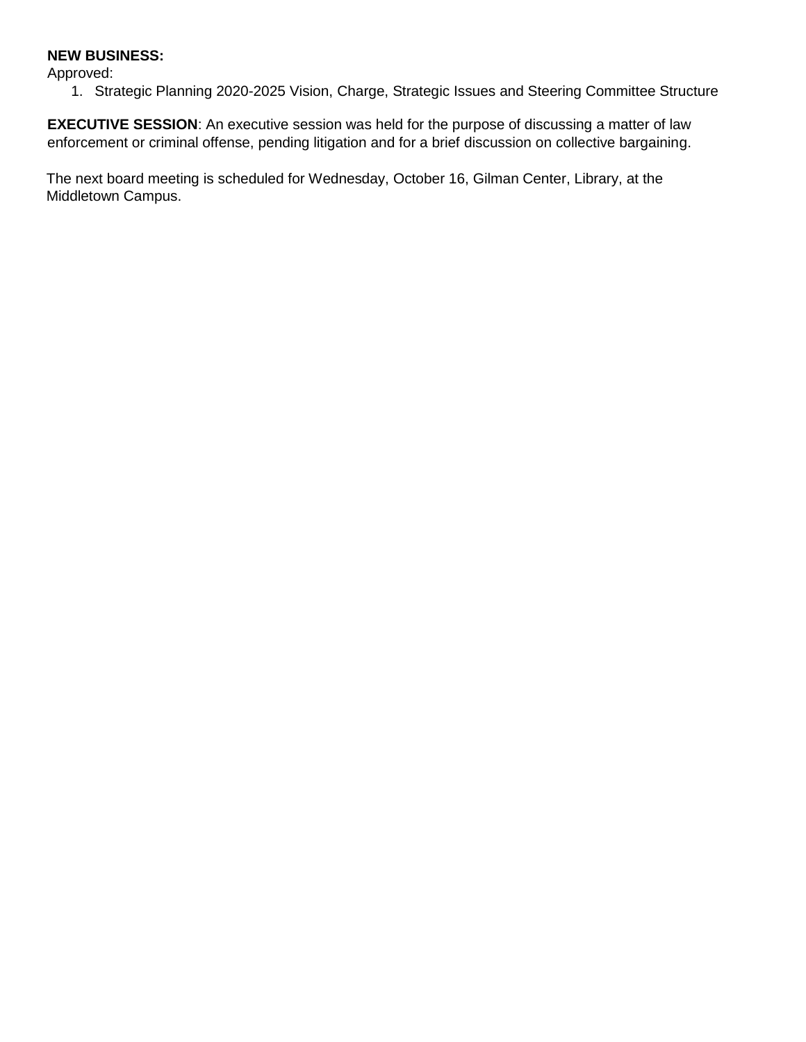**NEW BUSINESS:**

Approved:

1. Strategic Planning 2020-2025 Vision, Charge, Strategic Issues and Steering Committee Structure

**EXECUTIVE SESSION**: An executive session was held for the purpose of discussing a matter of law enforcement or criminal offense, pending litigation and for a brief discussion on collective bargaining.

The next board meeting is scheduled for Wednesday, October 16, Gilman Center, Library, at the Middletown Campus.